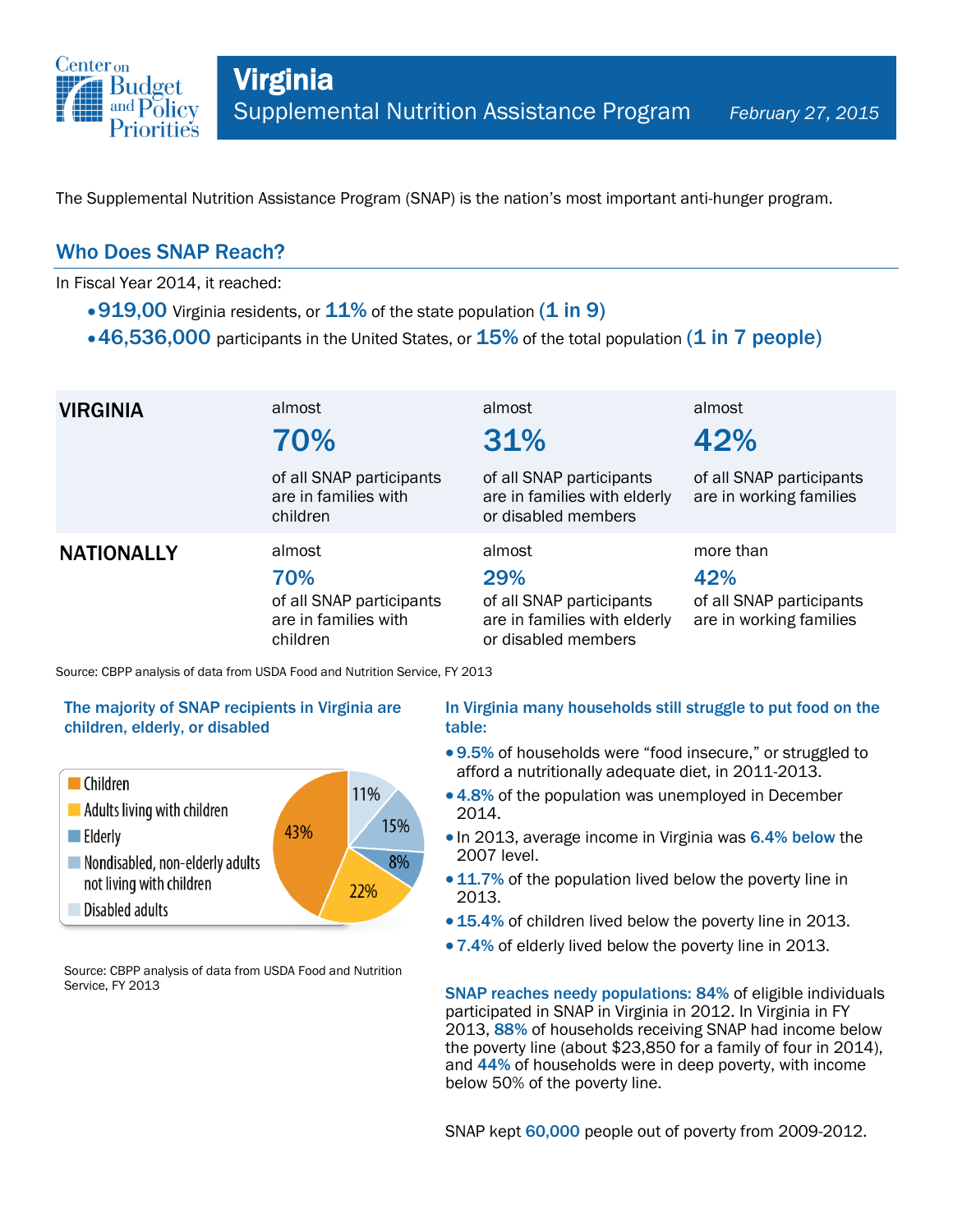# Virginia

## Supplemental Nutrition Assistance Program

*February 27, 2015*

The Supplemental Nutrition Assistance Program (SNAP) is the nation's most important anti-hunger program.

## Who Does SNAP Reach?

In Fiscal Year 2014, it reached:

- **919,00** Virginia residents, or **11%** of the state population **(1 in 9)**
- **46,536,000** participants in the United States, or **15%** of the total population **(1 in 7 people)**

| | | | |
|---|---|---|---|
| **VIRGINIA** | almost **70%** of all SNAP participants are in families with children | almost **31%** of all SNAP participants are in families with elderly or disabled members | almost **42%** of all SNAP participants are in working families |
| **NATIONALLY** | almost **70%** of all SNAP participants are in families with children | almost **29%** of all SNAP participants are in families with elderly or disabled members | more than **42%** of all SNAP participants are in working families |

Source: CBPP analysis of data from USDA Food and Nutrition Service, FY 2013

### The majority of SNAP recipients in Virginia are children, elderly, or disabled

| Category | Share |
|---|---|
| Children | 43% |
| Adults living with children | 22% |
| Elderly | 8% |
| Nondisabled, non-elderly adults not living with children | 15% |
| Disabled adults | 11% |

Source: CBPP analysis of data from USDA Food and Nutrition Service, FY 2013

### In Virginia many households still struggle to put food on the table:

- **9.5%** of households were "food insecure," or struggled to afford a nutritionally adequate diet, in 2011-2013.
- **4.8%** of the population was unemployed in December 2014.
- In 2013, average income in Virginia was **6.4% below** the 2007 level.
- **11.7%** of the population lived below the poverty line in 2013.
- **15.4%** of children lived below the poverty line in 2013.
- **7.4%** of elderly lived below the poverty line in 2013.

**SNAP reaches needy populations: 84%** of eligible individuals participated in SNAP in Virginia in 2012. In Virginia in FY 2013, **88%** of households receiving SNAP had income below the poverty line (about $23,850 for a family of four in 2014), and **44%** of households were in deep poverty, with income below 50% of the poverty line.

SNAP kept **60,000** people out of poverty from 2009-2012.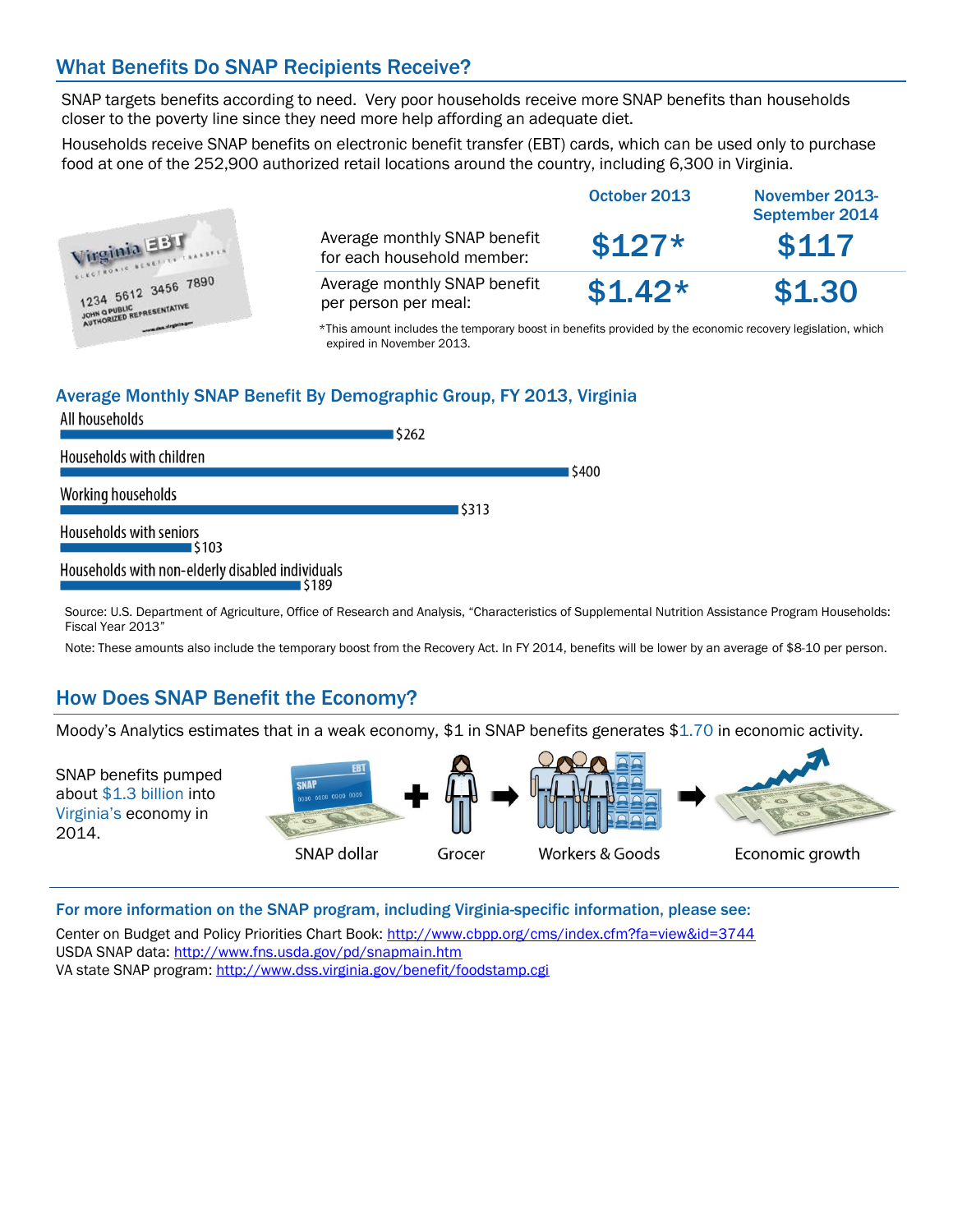## What Benefits Do SNAP Recipients Receive?

SNAP targets benefits according to need. Very poor households receive more SNAP benefits than households closer to the poverty line since they need more help affording an adequate diet.

Households receive SNAP benefits on electronic benefit transfer (EBT) cards, which can be used only to purchase food at one of the 252,900 authorized retail locations around the country, including 6,300 in Virginia.

| | October 2013 | November 2013-September 2014 |
|---|---|---|
| Average monthly SNAP benefit for each household member: | $127* | $117 |
| Average monthly SNAP benefit per person per meal: | $1.42* | $1.30 |

*This amount includes the temporary boost in benefits provided by the economic recovery legislation, which expired in November 2013.

### Average Monthly SNAP Benefit By Demographic Group, FY 2013, Virginia

All households
$262
Households with children
$400
Working households
$313
Households with seniors
$103
Households with non-elderly disabled individuals
$189

Source: U.S. Department of Agriculture, Office of Research and Analysis, "Characteristics of Supplemental Nutrition Assistance Program Households: Fiscal Year 2013"

Note: These amounts also include the temporary boost from the Recovery Act. In FY 2014, benefits will be lower by an average of $8-10 per person.

## How Does SNAP Benefit the Economy?

Moody's Analytics estimates that in a weak economy, $1 in SNAP benefits generates $1.70 in economic activity.

SNAP benefits pumped about $1.3 billion into Virginia's economy in 2014.

SNAP dollar + Grocer → Workers & Goods → Economic growth

### For more information on the SNAP program, including Virginia-specific information, please see:

Center on Budget and Policy Priorities Chart Book: http://www.cbpp.org/cms/index.cfm?fa=view&id=3744
USDA SNAP data: http://www.fns.usda.gov/pd/snapmain.htm
VA state SNAP program: http://www.dss.virginia.gov/benefit/foodstamp.cgi